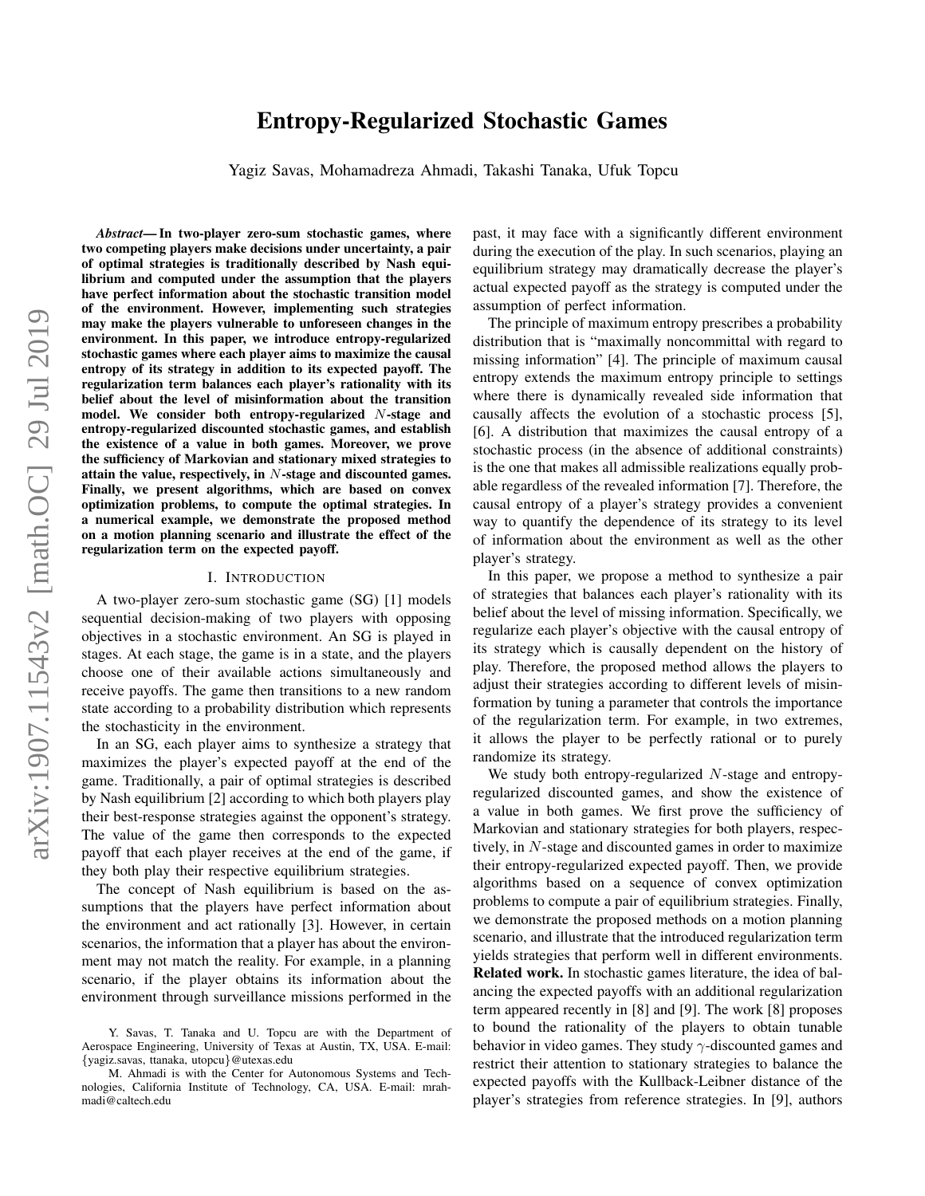# Entropy-Regularized Stochastic Games

Yagiz Savas, Mohamadreza Ahmadi, Takashi Tanaka, Ufuk Topcu

***Abstract*— In two-player zero-sum stochastic games, where two competing players make decisions under uncertainty, a pair of optimal strategies is traditionally described by Nash equilibrium and computed under the assumption that the players have perfect information about the stochastic transition model of the environment. However, implementing such strategies may make the players vulnerable to unforeseen changes in the environment. In this paper, we introduce entropy-regularized stochastic games where each player aims to maximize the causal entropy of its strategy in addition to its expected payoff. The regularization term balances each player's rationality with its belief about the level of misinformation about the transition model. We consider both entropy-regularized $N$-stage and entropy-regularized discounted stochastic games, and establish the existence of a value in both games. Moreover, we prove the sufficiency of Markovian and stationary mixed strategies to attain the value, respectively, in $N$-stage and discounted games. Finally, we present algorithms, which are based on convex optimization problems, to compute the optimal strategies. In a numerical example, we demonstrate the proposed method on a motion planning scenario and illustrate the effect of the regularization term on the expected payoff.**

## I. Introduction

A two-player zero-sum stochastic game (SG) [1] models sequential decision-making of two players with opposing objectives in a stochastic environment. An SG is played in stages. At each stage, the game is in a state, and the players choose one of their available actions simultaneously and receive payoffs. The game then transitions to a new random state according to a probability distribution which represents the stochasticity in the environment.

In an SG, each player aims to synthesize a strategy that maximizes the player's expected payoff at the end of the game. Traditionally, a pair of optimal strategies is described by Nash equilibrium [2] according to which both players play their best-response strategies against the opponent's strategy. The value of the game then corresponds to the expected payoff that each player receives at the end of the game, if they both play their respective equilibrium strategies.

The concept of Nash equilibrium is based on the assumptions that the players have perfect information about the environment and act rationally [3]. However, in certain scenarios, the information that a player has about the environment may not match the reality. For example, in a planning scenario, if the player obtains its information about the environment through surveillance missions performed in the past, it may face with a significantly different environment during the execution of the play. In such scenarios, playing an equilibrium strategy may dramatically decrease the player's actual expected payoff as the strategy is computed under the assumption of perfect information.

The principle of maximum entropy prescribes a probability distribution that is "maximally noncommittal with regard to missing information" [4]. The principle of maximum causal entropy extends the maximum entropy principle to settings where there is dynamically revealed side information that causally affects the evolution of a stochastic process [5], [6]. A distribution that maximizes the causal entropy of a stochastic process (in the absence of additional constraints) is the one that makes all admissible realizations equally probable regardless of the revealed information [7]. Therefore, the causal entropy of a player's strategy provides a convenient way to quantify the dependence of its strategy to its level of information about the environment as well as the other player's strategy.

In this paper, we propose a method to synthesize a pair of strategies that balances each player's rationality with its belief about the level of missing information. Specifically, we regularize each player's objective with the causal entropy of its strategy which is causally dependent on the history of play. Therefore, the proposed method allows the players to adjust their strategies according to different levels of misinformation by tuning a parameter that controls the importance of the regularization term. For example, in two extremes, it allows the player to be perfectly rational or to purely randomize its strategy.

We study both entropy-regularized $N$-stage and entropy-regularized discounted games, and show the existence of a value in both games. We first prove the sufficiency of Markovian and stationary strategies for both players, respectively, in $N$-stage and discounted games in order to maximize their entropy-regularized expected payoff. Then, we provide algorithms based on a sequence of convex optimization problems to compute a pair of equilibrium strategies. Finally, we demonstrate the proposed methods on a motion planning scenario, and illustrate that the introduced regularization term yields strategies that perform well in different environments.

**Related work.** In stochastic games literature, the idea of balancing the expected payoffs with an additional regularization term appeared recently in [8] and [9]. The work [8] proposes to bound the rationality of the players to obtain tunable behavior in video games. They study $\gamma$-discounted games and restrict their attention to stationary strategies to balance the expected payoffs with the Kullback-Leibner distance of the player's strategies from reference strategies. In [9], authors

Y. Savas, T. Tanaka and U. Topcu are with the Department of Aerospace Engineering, University of Texas at Austin, TX, USA. E-mail: {yagiz.savas, ttanaka, utopcu}@utexas.edu

M. Ahmadi is with the Center for Autonomous Systems and Technologies, California Institute of Technology, CA, USA. E-mail: mrahmadi@caltech.edu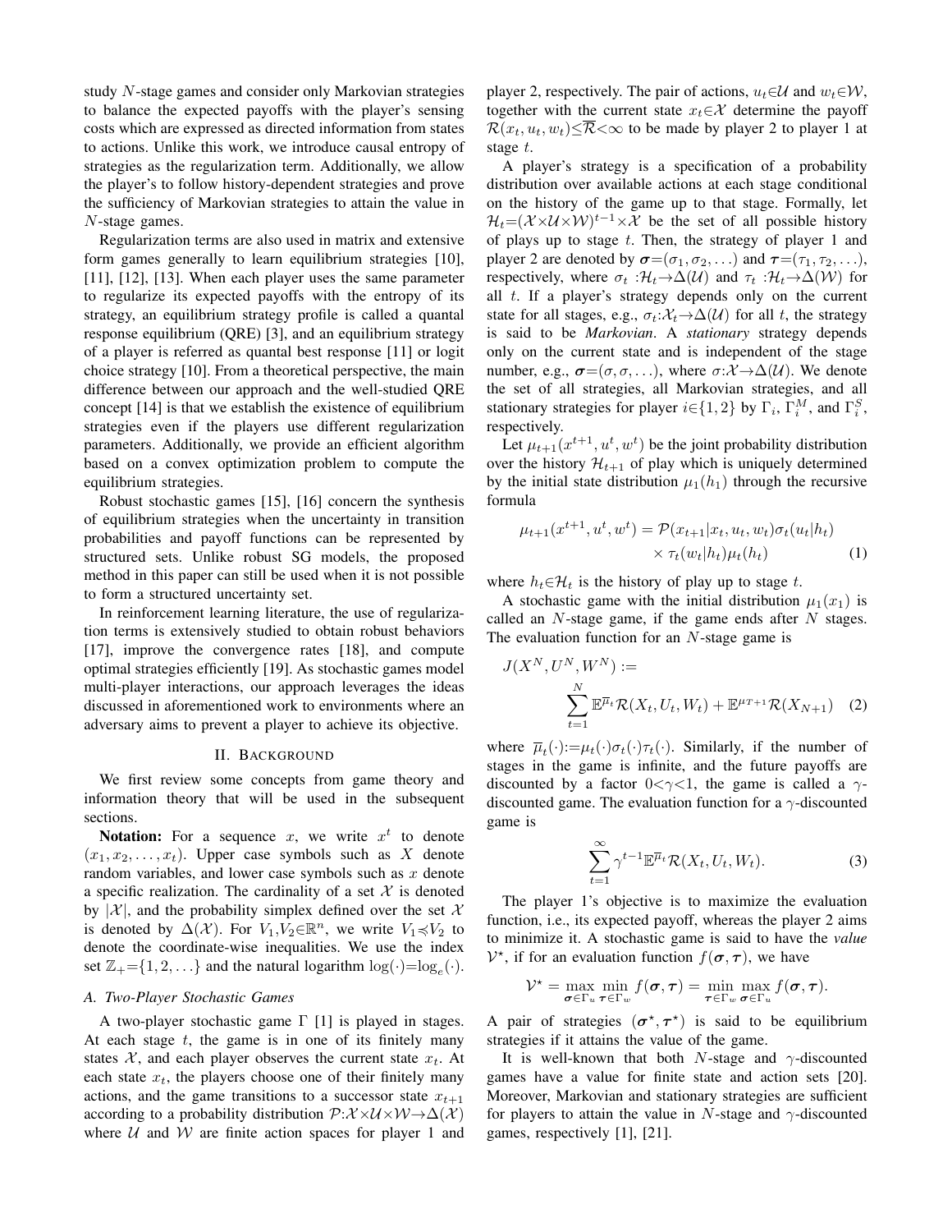study $N$-stage games and consider only Markovian strategies to balance the expected payoffs with the player's sensing costs which are expressed as directed information from states to actions. Unlike this work, we introduce causal entropy of strategies as the regularization term. Additionally, we allow the player's to follow history-dependent strategies and prove the sufficiency of Markovian strategies to attain the value in $N$-stage games.

Regularization terms are also used in matrix and extensive form games generally to learn equilibrium strategies [10], [11], [12], [13]. When each player uses the same parameter to regularize its expected payoffs with the entropy of its strategy, an equilibrium strategy profile is called a quantal response equilibrium (QRE) [3], and an equilibrium strategy of a player is referred as quantal best response [11] or logit choice strategy [10]. From a theoretical perspective, the main difference between our approach and the well-studied QRE concept [14] is that we establish the existence of equilibrium strategies even if the players use different regularization parameters. Additionally, we provide an efficient algorithm based on a convex optimization problem to compute the equilibrium strategies.

Robust stochastic games [15], [16] concern the synthesis of equilibrium strategies when the uncertainty in transition probabilities and payoff functions can be represented by structured sets. Unlike robust SG models, the proposed method in this paper can still be used when it is not possible to form a structured uncertainty set.

In reinforcement learning literature, the use of regularization terms is extensively studied to obtain robust behaviors [17], improve the convergence rates [18], and compute optimal strategies efficiently [19]. As stochastic games model multi-player interactions, our approach leverages the ideas discussed in aforementioned work to environments where an adversary aims to prevent a player to achieve its objective.

## II. Background

We first review some concepts from game theory and information theory that will be used in the subsequent sections.

**Notation:** For a sequence $x$, we write $x^t$ to denote $(x_1, x_2, \ldots, x_t)$. Upper case symbols such as $X$ denote random variables, and lower case symbols such as $x$ denote a specific realization. The cardinality of a set $\mathcal{X}$ is denoted by $|\mathcal{X}|$, and the probability simplex defined over the set $\mathcal{X}$ is denoted by $\Delta(\mathcal{X})$. For $V_1, V_2 \in \mathbb{R}^n$, we write $V_1 \preccurlyeq V_2$ to denote the coordinate-wise inequalities. We use the index set $\mathbb{Z}_+ = \{1, 2, \ldots\}$ and the natural logarithm $\log(\cdot) = \log_e(\cdot)$.

### A. Two-Player Stochastic Games

A two-player stochastic game $\Gamma$ [1] is played in stages. At each stage $t$, the game is in one of its finitely many states $\mathcal{X}$, and each player observes the current state $x_t$. At each state $x_t$, the players choose one of their finitely many actions, and the game transitions to a successor state $x_{t+1}$ according to a probability distribution $\mathcal{P}: \mathcal{X} \times \mathcal{U} \times \mathcal{W} \to \Delta(\mathcal{X})$ where $\mathcal{U}$ and $\mathcal{W}$ are finite action spaces for player 1 and player 2, respectively. The pair of actions, $u_t \in \mathcal{U}$ and $w_t \in \mathcal{W}$, together with the current state $x_t \in \mathcal{X}$ determine the payoff $\mathcal{R}(x_t, u_t, w_t) \leq \overline{\mathcal{R}} < \infty$ to be made by player 2 to player 1 at stage $t$.

A player's strategy is a specification of a probability distribution over available actions at each stage conditional on the history of the game up to that stage. Formally, let $\mathcal{H}_t = (\mathcal{X} \times \mathcal{U} \times \mathcal{W})^{t-1} \times \mathcal{X}$ be the set of all possible history of plays up to stage $t$. Then, the strategy of player 1 and player 2 are denoted by $\boldsymbol{\sigma} = (\sigma_1, \sigma_2, \ldots)$ and $\boldsymbol{\tau} = (\tau_1, \tau_2, \ldots)$, respectively, where $\sigma_t : \mathcal{H}_t \to \Delta(\mathcal{U})$ and $\tau_t : \mathcal{H}_t \to \Delta(\mathcal{W})$ for all $t$. If a player's strategy depends only on the current state for all stages, e.g., $\sigma_t : \mathcal{X}_t \to \Delta(\mathcal{U})$ for all $t$, the strategy is said to be *Markovian*. A *stationary* strategy depends only on the current state and is independent of the stage number, e.g., $\boldsymbol{\sigma} = (\sigma, \sigma, \ldots)$, where $\sigma : \mathcal{X} \to \Delta(\mathcal{U})$. We denote the set of all strategies, all Markovian strategies, and all stationary strategies for player $i \in \{1, 2\}$ by $\Gamma_i$, $\Gamma_i^M$, and $\Gamma_i^S$, respectively.

Let $\mu_{t+1}(x^{t+1}, u^t, w^t)$ be the joint probability distribution over the history $\mathcal{H}_{t+1}$ of play which is uniquely determined by the initial state distribution $\mu_1(h_1)$ through the recursive formula

$$\mu_{t+1}(x^{t+1}, u^t, w^t) = \mathcal{P}(x_{t+1} | x_t, u_t, w_t) \sigma_t(u_t | h_t) \times \tau_t(w_t | h_t) \mu_t(h_t) \tag{1}$$

where $h_t \in \mathcal{H}_t$ is the history of play up to stage $t$.

A stochastic game with the initial distribution $\mu_1(x_1)$ is called an $N$-stage game, if the game ends after $N$ stages. The evaluation function for an $N$-stage game is

$$J(X^N, U^N, W^N) := \sum_{t=1}^{N} \mathbb{E}^{\overline{\mu}_t} \mathcal{R}(X_t, U_t, W_t) + \mathbb{E}^{\mu_{T+1}} \mathcal{R}(X_{N+1}) \tag{2}$$

where $\overline{\mu}_t(\cdot) := \mu_t(\cdot) \sigma_t(\cdot) \tau_t(\cdot)$. Similarly, if the number of stages in the game is infinite, and the future payoffs are discounted by a factor $0 < \gamma < 1$, the game is called a $\gamma$-discounted game. The evaluation function for a $\gamma$-discounted game is

$$\sum_{t=1}^{\infty} \gamma^{t-1} \mathbb{E}^{\overline{\mu}_t} \mathcal{R}(X_t, U_t, W_t). \tag{3}$$

The player 1's objective is to maximize the evaluation function, i.e., its expected payoff, whereas the player 2 aims to minimize it. A stochastic game is said to have the *value* $\mathcal{V}^\star$, if for an evaluation function $f(\boldsymbol{\sigma}, \boldsymbol{\tau})$, we have

$$\mathcal{V}^\star = \max_{\boldsymbol{\sigma} \in \Gamma_u} \min_{\boldsymbol{\tau} \in \Gamma_w} f(\boldsymbol{\sigma}, \boldsymbol{\tau}) = \min_{\boldsymbol{\tau} \in \Gamma_w} \max_{\boldsymbol{\sigma} \in \Gamma_u} f(\boldsymbol{\sigma}, \boldsymbol{\tau}).$$

A pair of strategies $(\boldsymbol{\sigma}^\star, \boldsymbol{\tau}^\star)$ is said to be equilibrium strategies if it attains the value of the game.

It is well-known that both $N$-stage and $\gamma$-discounted games have a value for finite state and action sets [20]. Moreover, Markovian and stationary strategies are sufficient for players to attain the value in $N$-stage and $\gamma$-discounted games, respectively [1], [21].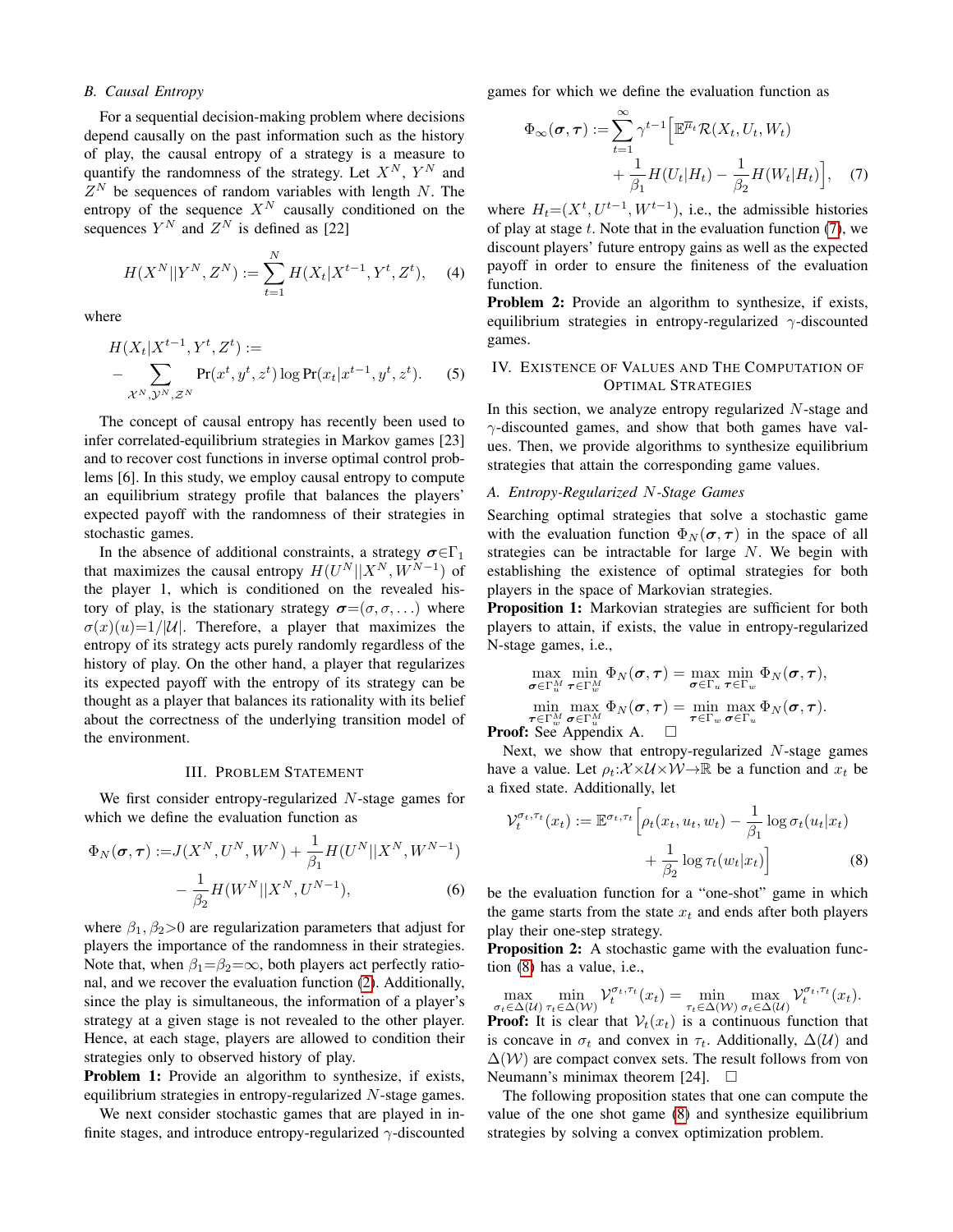### B. Causal Entropy

For a sequential decision-making problem where decisions depend causally on the past information such as the history of play, the causal entropy of a strategy is a measure to quantify the randomness of the strategy. Let $X^N$, $Y^N$ and $Z^N$ be sequences of random variables with length $N$. The entropy of the sequence $X^N$ causally conditioned on the sequences $Y^N$ and $Z^N$ is defined as [22]

$$H(X^N||Y^N, Z^N) := \sum_{t=1}^{N} H(X_t|X^{t-1}, Y^t, Z^t), \quad (4)$$

where

$$H(X_t|X^{t-1}, Y^t, Z^t) := - \sum_{\mathcal{X}^N, \mathcal{Y}^N, \mathcal{Z}^N} \Pr(x^t, y^t, z^t) \log \Pr(x_t|x^{t-1}, y^t, z^t). \quad (5)$$

The concept of causal entropy has recently been used to infer correlated-equilibrium strategies in Markov games [23] and to recover cost functions in inverse optimal control problems [6]. In this study, we employ causal entropy to compute an equilibrium strategy profile that balances the players' expected payoff with the randomness of their strategies in stochastic games.

In the absence of additional constraints, a strategy $\boldsymbol{\sigma}\in\Gamma_1$ that maximizes the causal entropy $H(U^N||X^N, W^{N-1})$ of the player 1, which is conditioned on the revealed history of play, is the stationary strategy $\boldsymbol{\sigma}=(\sigma, \sigma, \ldots)$ where $\sigma(x)(u)=1/|\mathcal{U}|$. Therefore, a player that maximizes the entropy of its strategy acts purely randomly regardless of the history of play. On the other hand, a player that regularizes its expected payoff with the entropy of its strategy can be thought as a player that balances its rationality with its belief about the correctness of the underlying transition model of the environment.

## III. Problem Statement

We first consider entropy-regularized $N$-stage games for which we define the evaluation function as

$$\Phi_N(\boldsymbol{\sigma}, \boldsymbol{\tau}) := J(X^N, U^N, W^N) + \frac{1}{\beta_1} H(U^N||X^N, W^{N-1}) - \frac{1}{\beta_2} H(W^N||X^N, U^{N-1}), \quad (6)$$

where $\beta_1, \beta_2>0$ are regularization parameters that adjust for players the importance of the randomness in their strategies. Note that, when $\beta_1=\beta_2=\infty$, both players act perfectly rational, and we recover the evaluation function (2). Additionally, since the play is simultaneous, the information of a player's strategy at a given stage is not revealed to the other player. Hence, at each stage, players are allowed to condition their strategies only to observed history of play.

**Problem 1:** Provide an algorithm to synthesize, if exists, equilibrium strategies in entropy-regularized $N$-stage games.

We next consider stochastic games that are played in infinite stages, and introduce entropy-regularized $\gamma$-discounted games for which we define the evaluation function as

$$\Phi_\infty(\boldsymbol{\sigma}, \boldsymbol{\tau}) := \sum_{t=1}^{\infty} \gamma^{t-1} \Big[ \mathbb{E}^{\overline{\mu}_t} \mathcal{R}(X_t, U_t, W_t) + \frac{1}{\beta_1} H(U_t|H_t) - \frac{1}{\beta_2} H(W_t|H_t) \Big], \quad (7)$$

where $H_t=(X^t, U^{t-1}, W^{t-1})$, i.e., the admissible histories of play at stage $t$. Note that in the evaluation function (7), we discount players' future entropy gains as well as the expected payoff in order to ensure the finiteness of the evaluation function.

**Problem 2:** Provide an algorithm to synthesize, if exists, equilibrium strategies in entropy-regularized $\gamma$-discounted games.

## IV. Existence of Values and The Computation of Optimal Strategies

In this section, we analyze entropy regularized $N$-stage and $\gamma$-discounted games, and show that both games have values. Then, we provide algorithms to synthesize equilibrium strategies that attain the corresponding game values.

### A. Entropy-Regularized N-Stage Games

Searching optimal strategies that solve a stochastic game with the evaluation function $\Phi_N(\boldsymbol{\sigma}, \boldsymbol{\tau})$ in the space of all strategies can be intractable for large $N$. We begin with establishing the existence of optimal strategies for both players in the space of Markovian strategies.

**Proposition 1:** Markovian strategies are sufficient for both players to attain, if exists, the value in entropy-regularized N-stage games, i.e.,

$$\max_{\boldsymbol{\sigma}\in\Gamma_u^M} \min_{\boldsymbol{\tau}\in\Gamma_w^M} \Phi_N(\boldsymbol{\sigma}, \boldsymbol{\tau}) = \max_{\boldsymbol{\sigma}\in\Gamma_u} \min_{\boldsymbol{\tau}\in\Gamma_w} \Phi_N(\boldsymbol{\sigma}, \boldsymbol{\tau}),$$

$$\min_{\boldsymbol{\tau}\in\Gamma_w^M} \max_{\boldsymbol{\sigma}\in\Gamma_u^M} \Phi_N(\boldsymbol{\sigma}, \boldsymbol{\tau}) = \min_{\boldsymbol{\tau}\in\Gamma_w} \max_{\boldsymbol{\sigma}\in\Gamma_u} \Phi_N(\boldsymbol{\sigma}, \boldsymbol{\tau}).$$

**Proof:** See Appendix A. □

Next, we show that entropy-regularized $N$-stage games have a value. Let $\rho_t:\mathcal{X}\times\mathcal{U}\times\mathcal{W}\rightarrow\mathbb{R}$ be a function and $x_t$ be a fixed state. Additionally, let

$$\mathcal{V}_t^{\sigma_t, \tau_t}(x_t) := \mathbb{E}^{\sigma_t, \tau_t} \Big[ \rho_t(x_t, u_t, w_t) - \frac{1}{\beta_1} \log \sigma_t(u_t|x_t) + \frac{1}{\beta_2} \log \tau_t(w_t|x_t) \Big] \quad (8)$$

be the evaluation function for a "one-shot" game in which the game starts from the state $x_t$ and ends after both players play their one-step strategy.

**Proposition 2:** A stochastic game with the evaluation function (8) has a value, i.e.,

$$\max_{\sigma_t\in\Delta(\mathcal{U})} \min_{\tau_t\in\Delta(\mathcal{W})} \mathcal{V}_t^{\sigma_t, \tau_t}(x_t) = \min_{\tau_t\in\Delta(\mathcal{W})} \max_{\sigma_t\in\Delta(\mathcal{U})} \mathcal{V}_t^{\sigma_t, \tau_t}(x_t).$$

**Proof:** It is clear that $\mathcal{V}_t(x_t)$ is a continuous function that is concave in $\sigma_t$ and convex in $\tau_t$. Additionally, $\Delta(\mathcal{U})$ and $\Delta(\mathcal{W})$ are compact convex sets. The result follows from von Neumann's minimax theorem [24]. □

The following proposition states that one can compute the value of the one shot game (8) and synthesize equilibrium strategies by solving a convex optimization problem.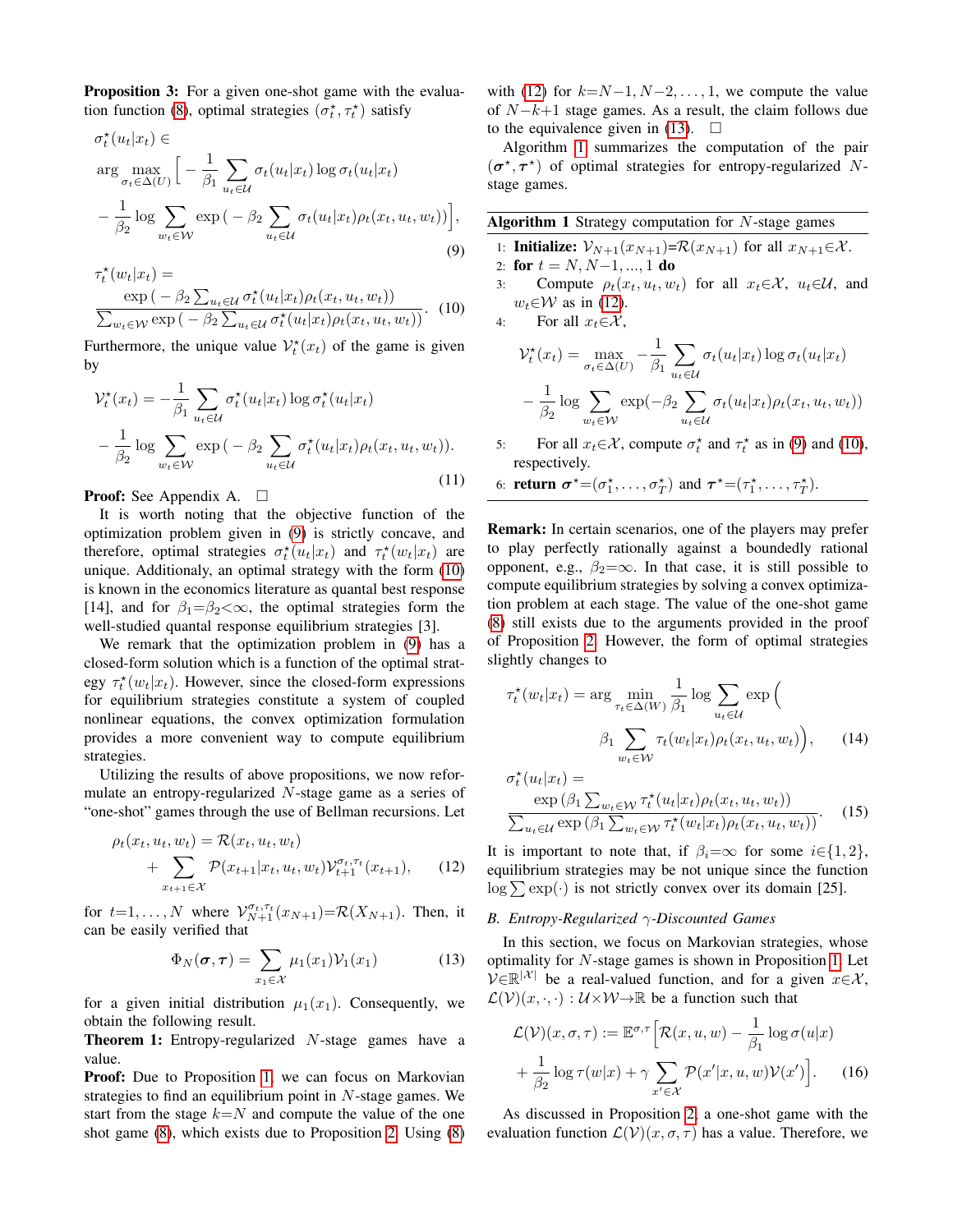**Proposition 3:** For a given one-shot game with the evaluation function (8), optimal strategies $(\sigma_t^\star, \tau_t^\star)$ satisfy

$$
\begin{aligned}
&\sigma_t^\star(u_t|x_t) \in \\
&\arg\max_{\sigma_t \in \Delta(U)} \Big[ -\frac{1}{\beta_1} \sum_{u_t \in \mathcal{U}} \sigma_t(u_t|x_t) \log \sigma_t(u_t|x_t) \\
&- \frac{1}{\beta_2} \log \sum_{w_t \in \mathcal{W}} \exp\big( -\beta_2 \sum_{u_t \in \mathcal{U}} \sigma_t(u_t|x_t) \rho_t(x_t, u_t, w_t)\big)\Big],
\end{aligned} \tag{9}
$$

$$
\tau_t^\star(w_t|x_t) = \frac{\exp\big( -\beta_2 \sum_{u_t \in \mathcal{U}} \sigma_t^\star(u_t|x_t)\rho_t(x_t, u_t, w_t)\big)}{\sum_{w_t \in \mathcal{W}} \exp\big( -\beta_2 \sum_{u_t \in \mathcal{U}} \sigma_t^\star(u_t|x_t)\rho_t(x_t, u_t, w_t)\big)}. \tag{10}
$$

Furthermore, the unique value $\mathcal{V}_t^\star(x_t)$ of the game is given by

$$
\begin{aligned}
\mathcal{V}_t^\star(x_t) &= -\frac{1}{\beta_1} \sum_{u_t \in \mathcal{U}} \sigma_t^\star(u_t|x_t) \log \sigma_t^\star(u_t|x_t) \\
&- \frac{1}{\beta_2} \log \sum_{w_t \in \mathcal{W}} \exp\big( -\beta_2 \sum_{u_t \in \mathcal{U}} \sigma_t^\star(u_t|x_t)\rho_t(x_t, u_t, w_t)\big).
\end{aligned} \tag{11}
$$

**Proof:** See Appendix A. □

It is worth noting that the objective function of the optimization problem given in (9) is strictly concave, and therefore, optimal strategies $\sigma_t^\star(u_t|x_t)$ and $\tau_t^\star(w_t|x_t)$ are unique. Additionaly, an optimal strategy with the form (10) is known in the economics literature as quantal best response [14], and for $\beta_1{=}\beta_2{<}\infty$, the optimal strategies form the well-studied quantal response equilibrium strategies [3].

We remark that the optimization problem in (9) has a closed-form solution which is a function of the optimal strategy $\tau_t^\star(w_t|x_t)$. However, since the closed-form expressions for equilibrium strategies constitute a system of coupled nonlinear equations, the convex optimization formulation provides a more convenient way to compute equilibrium strategies.

Utilizing the results of above propositions, we now reformulate an entropy-regularized $N$-stage game as a series of "one-shot" games through the use of Bellman recursions. Let

$$
\rho_t(x_t, u_t, w_t) = \mathcal{R}(x_t, u_t, w_t) + \sum_{x_{t+1} \in \mathcal{X}} \mathcal{P}(x_{t+1}|x_t, u_t, w_t)\mathcal{V}_{t+1}^{\sigma_t, \tau_t}(x_{t+1}), \tag{12}
$$

for $t{=}1, \ldots, N$ where $\mathcal{V}_{N+1}^{\sigma_t,\tau_t}(x_{N+1}){=}\mathcal{R}(X_{N+1})$. Then, it can be easily verified that

$$
\Phi_N(\boldsymbol{\sigma}, \boldsymbol{\tau}) = \sum_{x_1 \in \mathcal{X}} \mu_1(x_1)\mathcal{V}_1(x_1) \tag{13}
$$

for a given initial distribution $\mu_1(x_1)$. Consequently, we obtain the following result.

**Theorem 1:** Entropy-regularized $N$-stage games have a value.

**Proof:** Due to Proposition 1, we can focus on Markovian strategies to find an equilibrium point in $N$-stage games. We start from the stage $k{=}N$ and compute the value of the one shot game (8), which exists due to Proposition 2. Using (8) with (12) for $k{=}N{-}1, N{-}2, \ldots, 1$, we compute the value of $N{-}k{+}1$ stage games. As a result, the claim follows due to the equivalence given in (13). □

Algorithm 1 summarizes the computation of the pair $(\boldsymbol{\sigma}^\star, \boldsymbol{\tau}^\star)$ of optimal strategies for entropy-regularized $N$-stage games.

**Algorithm 1** Strategy computation for $N$-stage games

1: **Initialize:** $\mathcal{V}_{N+1}(x_{N+1}){=}\mathcal{R}(x_{N+1})$ for all $x_{N+1}{\in}\mathcal{X}$.
2: **for** $t = N, N{-}1, ..., 1$ **do**
3: Compute $\rho_t(x_t, u_t, w_t)$ for all $x_t{\in}\mathcal{X}$, $u_t{\in}\mathcal{U}$, and $w_t{\in}\mathcal{W}$ as in (12).
4: For all $x_t{\in}\mathcal{X}$,

$$
\begin{aligned}
\mathcal{V}_t^\star(x_t) = \max_{\sigma_t \in \Delta(U)} &-\frac{1}{\beta_1} \sum_{u_t \in \mathcal{U}} \sigma_t(u_t|x_t) \log \sigma_t(u_t|x_t) \\
&- \frac{1}{\beta_2} \log \sum_{w_t \in \mathcal{W}} \exp(-\beta_2 \sum_{u_t \in \mathcal{U}} \sigma_t(u_t|x_t)\rho_t(x_t, u_t, w_t))
\end{aligned}
$$

5: For all $x_t{\in}\mathcal{X}$, compute $\sigma_t^\star$ and $\tau_t^\star$ as in (9) and (10), respectively.
6: **return** $\boldsymbol{\sigma}^\star{=}(\sigma_1^\star, \ldots, \sigma_T^\star)$ and $\boldsymbol{\tau}^\star{=}(\tau_1^\star, \ldots, \tau_T^\star)$.

**Remark:** In certain scenarios, one of the players may prefer to play perfectly rationally against a boundedly rational opponent, e.g., $\beta_2{=}\infty$. In that case, it is still possible to compute equilibrium strategies by solving a convex optimization problem at each stage. The value of the one-shot game (8) still exists due to the arguments provided in the proof of Proposition 2. However, the form of optimal strategies slightly changes to

$$
\tau_t^\star(w_t|x_t) = \arg\min_{\tau_t \in \Delta(W)} \frac{1}{\beta_1} \log \sum_{u_t \in \mathcal{U}} \exp\Big( \beta_1 \sum_{w_t \in \mathcal{W}} \tau_t(w_t|x_t)\rho_t(x_t, u_t, w_t)\Big), \tag{14}
$$

$$
\sigma_t^\star(u_t|x_t) = \frac{\exp\big(\beta_1 \sum_{w_t \in \mathcal{W}} \tau_t^\star(u_t|x_t)\rho_t(x_t, u_t, w_t)\big)}{\sum_{u_t \in \mathcal{U}} \exp\big(\beta_1 \sum_{w_t \in \mathcal{W}} \tau_t^\star(w_t|x_t)\rho_t(x_t, u_t, w_t)\big)}. \tag{15}
$$

It is important to note that, if $\beta_i{=}\infty$ for some $i{\in}\{1, 2\}$, equilibrium strategies may be not unique since the function $\log \sum \exp(\cdot)$ is not strictly convex over its domain [25].

### B. Entropy-Regularized $\gamma$-Discounted Games

In this section, we focus on Markovian strategies, whose optimality for $N$-stage games is shown in Proposition 1. Let $\mathcal{V}{\in}\mathbb{R}^{|\mathcal{X}|}$ be a real-valued function, and for a given $x{\in}\mathcal{X}$, $\mathcal{L}(\mathcal{V})(x, \cdot, \cdot) : \mathcal{U}{\times}\mathcal{W}{\to}\mathbb{R}$ be a function such that

$$
\mathcal{L}(\mathcal{V})(x, \sigma, \tau) := \mathbb{E}^{\sigma, \tau}\Big[\mathcal{R}(x, u, w) - \frac{1}{\beta_1} \log \sigma(u|x) + \frac{1}{\beta_2} \log \tau(w|x) + \gamma \sum_{x' \in \mathcal{X}} \mathcal{P}(x'|x, u, w)\mathcal{V}(x')\Big]. \tag{16}
$$

As discussed in Proposition 2, a one-shot game with the evaluation function $\mathcal{L}(\mathcal{V})(x, \sigma, \tau)$ has a value. Therefore, we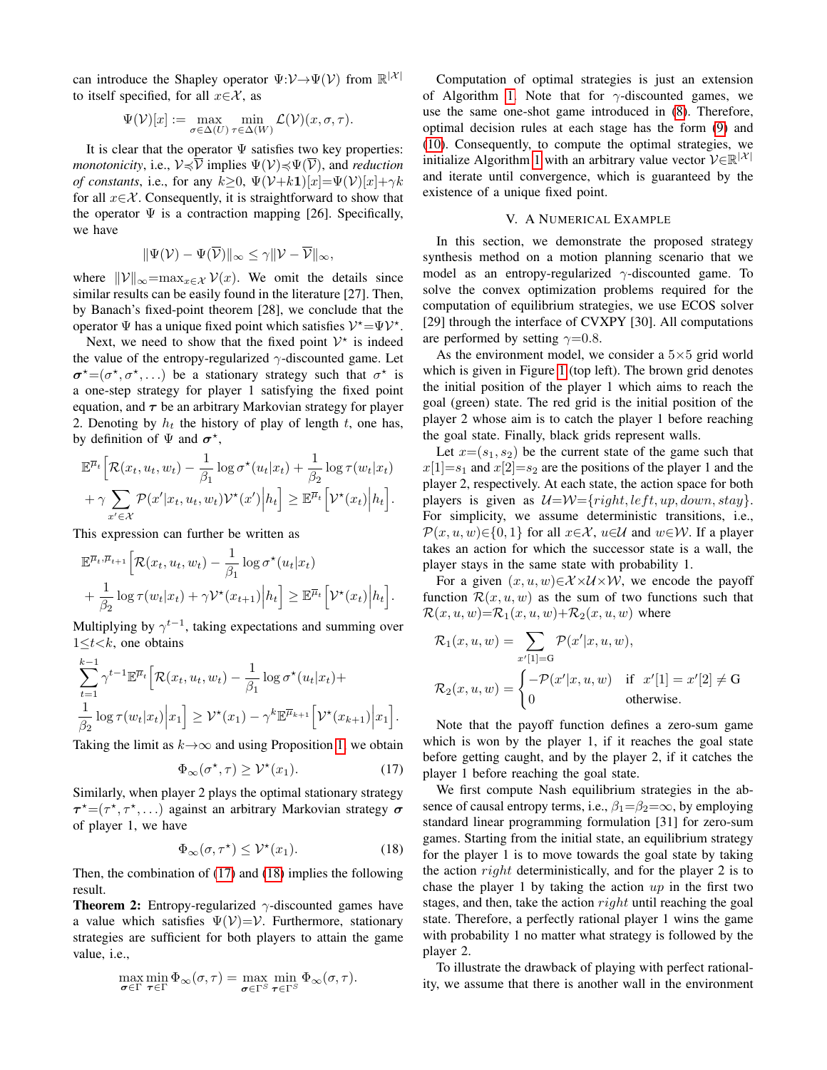can introduce the Shapley operator $\Psi:\mathcal{V}\to\Psi(\mathcal{V})$ from $\mathbb{R}^{|\mathcal{X}|}$ to itself specified, for all $x\in\mathcal{X}$, as

$$\Psi(\mathcal{V})[x] := \max_{\sigma\in\Delta(U)} \min_{\tau\in\Delta(W)} \mathcal{L}(\mathcal{V})(x,\sigma,\tau).$$

It is clear that the operator $\Psi$ satisfies two key properties: *monotonicity*, i.e., $\mathcal{V}\preccurlyeq\overline{\mathcal{V}}$ implies $\Psi(\mathcal{V})\preccurlyeq\Psi(\overline{\mathcal{V}})$, and *reduction of constants*, i.e., for any $k\geq 0$, $\Psi(\mathcal{V}+k\mathbf{1})[x]=\Psi(\mathcal{V})[x]+\gamma k$ for all $x\in\mathcal{X}$. Consequently, it is straightforward to show that the operator $\Psi$ is a contraction mapping [26]. Specifically, we have

$$\|\Psi(\mathcal{V})-\Psi(\overline{\mathcal{V}})\|_\infty \leq \gamma\|\mathcal{V}-\overline{\mathcal{V}}\|_\infty,$$

where $\|\mathcal{V}\|_\infty=\max_{x\in\mathcal{X}}\mathcal{V}(x)$. We omit the details since similar results can be easily found in the literature [27]. Then, by Banach's fixed-point theorem [28], we conclude that the operator $\Psi$ has a unique fixed point which satisfies $\mathcal{V}^\star=\Psi\mathcal{V}^\star$.

Next, we need to show that the fixed point $\mathcal{V}^\star$ is indeed the value of the entropy-regularized $\gamma$-discounted game. Let $\boldsymbol{\sigma}^\star=(\sigma^\star,\sigma^\star,\dots)$ be a stationary strategy such that $\sigma^\star$ is a one-step strategy for player 1 satisfying the fixed point equation, and $\boldsymbol{\tau}$ be an arbitrary Markovian strategy for player 2. Denoting by $h_t$ the history of play of length $t$, one has, by definition of $\Psi$ and $\boldsymbol{\sigma}^\star$,

$$\mathbb{E}^{\overline{\mu}_t}\Big[\mathcal{R}(x_t,u_t,w_t)-\frac{1}{\beta_1}\log\sigma^\star(u_t|x_t)+\frac{1}{\beta_2}\log\tau(w_t|x_t) + \gamma\sum_{x'\in\mathcal{X}}\mathcal{P}(x'|x_t,u_t,w_t)\mathcal{V}^\star(x')\Big|h_t\Big] \geq \mathbb{E}^{\overline{\mu}_t}\Big[\mathcal{V}^\star(x_t)\Big|h_t\Big].$$

This expression can further be written as

$$\mathbb{E}^{\overline{\mu}_t,\overline{\mu}_{t+1}}\Big[\mathcal{R}(x_t,u_t,w_t)-\frac{1}{\beta_1}\log\sigma^\star(u_t|x_t) + \frac{1}{\beta_2}\log\tau(w_t|x_t)+\gamma\mathcal{V}^\star(x_{t+1})\Big|h_t\Big] \geq \mathbb{E}^{\overline{\mu}_t}\Big[\mathcal{V}^\star(x_t)\Big|h_t\Big].$$

Multiplying by $\gamma^{t-1}$, taking expectations and summing over $1\leq t<k$, one obtains

$$\sum_{t=1}^{k-1}\gamma^{t-1}\mathbb{E}^{\overline{\mu}_t}\Big[\mathcal{R}(x_t,u_t,w_t)-\frac{1}{\beta_1}\log\sigma^\star(u_t|x_t)+ \frac{1}{\beta_2}\log\tau(w_t|x_t)\Big|x_1\Big] \geq \mathcal{V}^\star(x_1)-\gamma^k\mathbb{E}^{\overline{\mu}_{k+1}}\Big[\mathcal{V}^\star(x_{k+1})\Big|x_1\Big].$$

Taking the limit as $k\to\infty$ and using Proposition 1, we obtain

$$\Phi_\infty(\sigma^\star,\tau)\geq\mathcal{V}^\star(x_1). \tag{17}$$

Similarly, when player 2 plays the optimal stationary strategy $\boldsymbol{\tau}^\star=(\tau^\star,\tau^\star,\dots)$ against an arbitrary Markovian strategy $\boldsymbol{\sigma}$ of player 1, we have

$$\Phi_\infty(\sigma,\tau^\star)\leq\mathcal{V}^\star(x_1). \tag{18}$$

Then, the combination of (17) and (18) implies the following result.

**Theorem 2:** Entropy-regularized $\gamma$-discounted games have a value which satisfies $\Psi(\mathcal{V})=\mathcal{V}$. Furthermore, stationary strategies are sufficient for both players to attain the game value, i.e.,

$$\max_{\boldsymbol{\sigma}\in\Gamma}\min_{\boldsymbol{\tau}\in\Gamma}\Phi_\infty(\sigma,\tau)=\max_{\boldsymbol{\sigma}\in\Gamma^S}\min_{\boldsymbol{\tau}\in\Gamma^S}\Phi_\infty(\sigma,\tau).$$

Computation of optimal strategies is just an extension of Algorithm 1. Note that for $\gamma$-discounted games, we use the same one-shot game introduced in (8). Therefore, optimal decision rules at each stage has the form (9) and (10). Consequently, to compute the optimal strategies, we initialize Algorithm 1 with an arbitrary value vector $\mathcal{V}\in\mathbb{R}^{|\mathcal{X}|}$ and iterate until convergence, which is guaranteed by the existence of a unique fixed point.

## V. A Numerical Example

In this section, we demonstrate the proposed strategy synthesis method on a motion planning scenario that we model as an entropy-regularized $\gamma$-discounted game. To solve the convex optimization problems required for the computation of equilibrium strategies, we use ECOS solver [29] through the interface of CVXPY [30]. All computations are performed by setting $\gamma=0.8$.

As the environment model, we consider a $5\times5$ grid world which is given in Figure 1 (top left). The brown grid denotes the initial position of the player 1 which aims to reach the goal (green) state. The red grid is the initial position of the player 2 whose aim is to catch the player 1 before reaching the goal state. Finally, black grids represent walls.

Let $x=(s_1,s_2)$ be the current state of the game such that $x[1]=s_1$ and $x[2]=s_2$ are the positions of the player 1 and the player 2, respectively. At each state, the action space for both players is given as $\mathcal{U}=\mathcal{W}=\{right,left,up,down,stay\}$. For simplicity, we assume deterministic transitions, i.e., $\mathcal{P}(x,u,w)\in\{0,1\}$ for all $x\in\mathcal{X}$, $u\in\mathcal{U}$ and $w\in\mathcal{W}$. If a player takes an action for which the successor state is a wall, the player stays in the same state with probability 1.

For a given $(x,u,w)\in\mathcal{X}\times\mathcal{U}\times\mathcal{W}$, we encode the payoff function $\mathcal{R}(x,u,w)$ as the sum of two functions such that $\mathcal{R}(x,u,w)=\mathcal{R}_1(x,u,w)+\mathcal{R}_2(x,u,w)$ where

$$\mathcal{R}_1(x,u,w)=\sum_{x'[1]=\text{G}}\mathcal{P}(x'|x,u,w),$$

$$\mathcal{R}_2(x,u,w)=\begin{cases}-\mathcal{P}(x'|x,u,w) & \text{if } \ x'[1]=x'[2]\neq\text{G}\\ 0 & \text{otherwise.}\end{cases}$$

Note that the payoff function defines a zero-sum game which is won by the player 1, if it reaches the goal state before getting caught, and by the player 2, if it catches the player 1 before reaching the goal state.

We first compute Nash equilibrium strategies in the absence of causal entropy terms, i.e., $\beta_1=\beta_2=\infty$, by employing standard linear programming formulation [31] for zero-sum games. Starting from the initial state, an equilibrium strategy for the player 1 is to move towards the goal state by taking the action *right* deterministically, and for the player 2 is to chase the player 1 by taking the action *up* in the first two stages, and then, take the action *right* until reaching the goal state. Therefore, a perfectly rational player 1 wins the game with probability 1 no matter what strategy is followed by the player 2.

To illustrate the drawback of playing with perfect rationality, we assume that there is another wall in the environment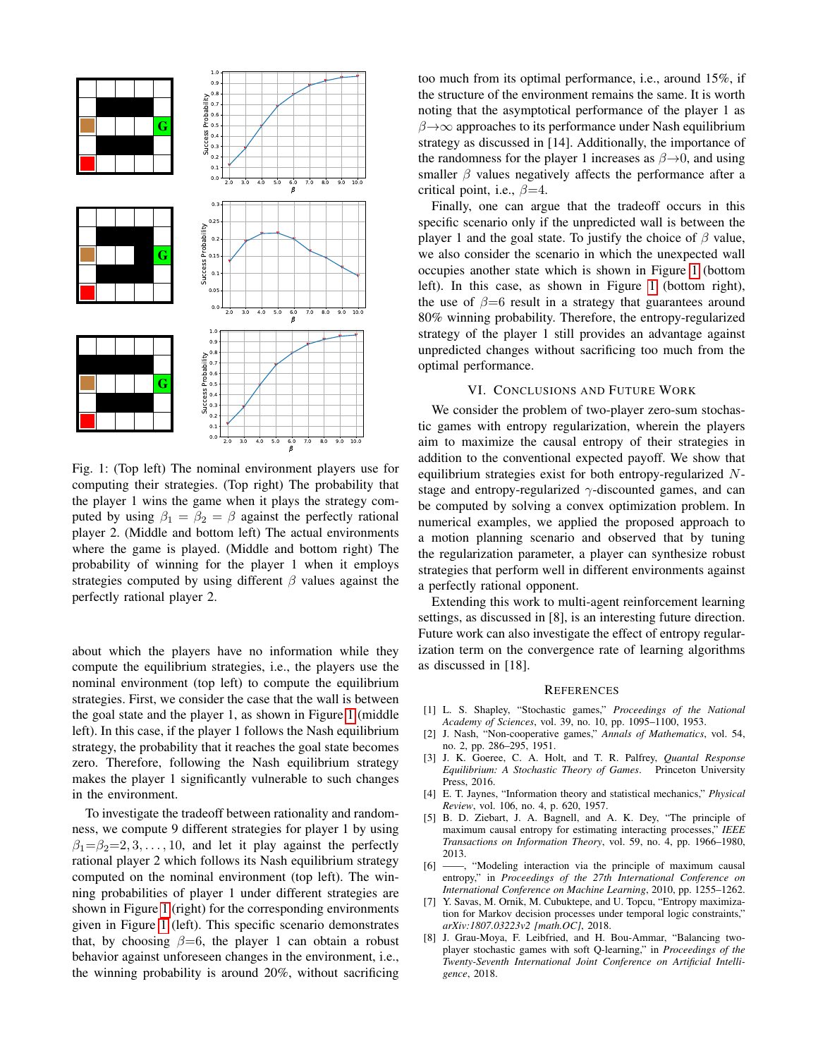Fig. 1: (Top left) The nominal environment players use for computing their strategies. (Top right) The probability that the player 1 wins the game when it plays the strategy computed by using $\beta_1 = \beta_2 = \beta$ against the perfectly rational player 2. (Middle and bottom left) The actual environments where the game is played. (Middle and bottom right) The probability of winning for the player 1 when it employs strategies computed by using different $\beta$ values against the perfectly rational player 2.

about which the players have no information while they compute the equilibrium strategies, i.e., the players use the nominal environment (top left) to compute the equilibrium strategies. First, we consider the case that the wall is between the goal state and the player 1, as shown in Figure 1 (middle left). In this case, if the player 1 follows the Nash equilibrium strategy, the probability that it reaches the goal state becomes zero. Therefore, following the Nash equilibrium strategy makes the player 1 significantly vulnerable to such changes in the environment.

To investigate the tradeoff between rationality and randomness, we compute 9 different strategies for player 1 by using $\beta_1$=$\beta_2$=$2, 3, \ldots, 10$, and let it play against the perfectly rational player 2 which follows its Nash equilibrium strategy computed on the nominal environment (top left). The winning probabilities of player 1 under different strategies are shown in Figure 1 (right) for the corresponding environments given in Figure 1 (left). This specific scenario demonstrates that, by choosing $\beta$=6, the player 1 can obtain a robust behavior against unforeseen changes in the environment, i.e., the winning probability is around 20%, without sacrificing too much from its optimal performance, i.e., around 15%, if the structure of the environment remains the same. It is worth noting that the asymptotical performance of the player 1 as $\beta\rightarrow\infty$ approaches to its performance under Nash equilibrium strategy as discussed in [14]. Additionally, the importance of the randomness for the player 1 increases as $\beta\rightarrow 0$, and using smaller $\beta$ values negatively affects the performance after a critical point, i.e., $\beta$=4.

Finally, one can argue that the tradeoff occurs in this specific scenario only if the unpredicted wall is between the player 1 and the goal state. To justify the choice of $\beta$ value, we also consider the scenario in which the unexpected wall occupies another state which is shown in Figure 1 (bottom left). In this case, as shown in Figure 1 (bottom right), the use of $\beta$=6 result in a strategy that guarantees around 80% winning probability. Therefore, the entropy-regularized strategy of the player 1 still provides an advantage against unpredicted changes without sacrificing too much from the optimal performance.

## VI. Conclusions and Future Work

We consider the problem of two-player zero-sum stochastic games with entropy regularization, wherein the players aim to maximize the causal entropy of their strategies in addition to the conventional expected payoff. We show that equilibrium strategies exist for both entropy-regularized $N$-stage and entropy-regularized $\gamma$-discounted games, and can be computed by solving a convex optimization problem. In numerical examples, we applied the proposed approach to a motion planning scenario and observed that by tuning the regularization parameter, a player can synthesize robust strategies that perform well in different environments against a perfectly rational opponent.

Extending this work to multi-agent reinforcement learning settings, as discussed in [8], is an interesting future direction. Future work can also investigate the effect of entropy regularization term on the convergence rate of learning algorithms as discussed in [18].

## References

[1] L. S. Shapley, "Stochastic games," *Proceedings of the National Academy of Sciences*, vol. 39, no. 10, pp. 1095–1100, 1953.

[2] J. Nash, "Non-cooperative games," *Annals of Mathematics*, vol. 54, no. 2, pp. 286–295, 1951.

[3] J. K. Goeree, C. A. Holt, and T. R. Palfrey, *Quantal Response Equilibrium: A Stochastic Theory of Games*. Princeton University Press, 2016.

[4] E. T. Jaynes, "Information theory and statistical mechanics," *Physical Review*, vol. 106, no. 4, p. 620, 1957.

[5] B. D. Ziebart, J. A. Bagnell, and A. K. Dey, "The principle of maximum causal entropy for estimating interacting processes," *IEEE Transactions on Information Theory*, vol. 59, no. 4, pp. 1966–1980, 2013.

[6] ——, "Modeling interaction via the principle of maximum causal entropy," in *Proceedings of the 27th International Conference on International Conference on Machine Learning*, 2010, pp. 1255–1262.

[7] Y. Savas, M. Ornik, M. Cubuktepe, and U. Topcu, "Entropy maximization for Markov decision processes under temporal logic constraints," *arXiv:1807.03223v2 [math.OC]*, 2018.

[8] J. Grau-Moya, F. Leibfried, and H. Bou-Ammar, "Balancing two-player stochastic games with soft Q-learning," in *Proceedings of the Twenty-Seventh International Joint Conference on Artificial Intelligence*, 2018.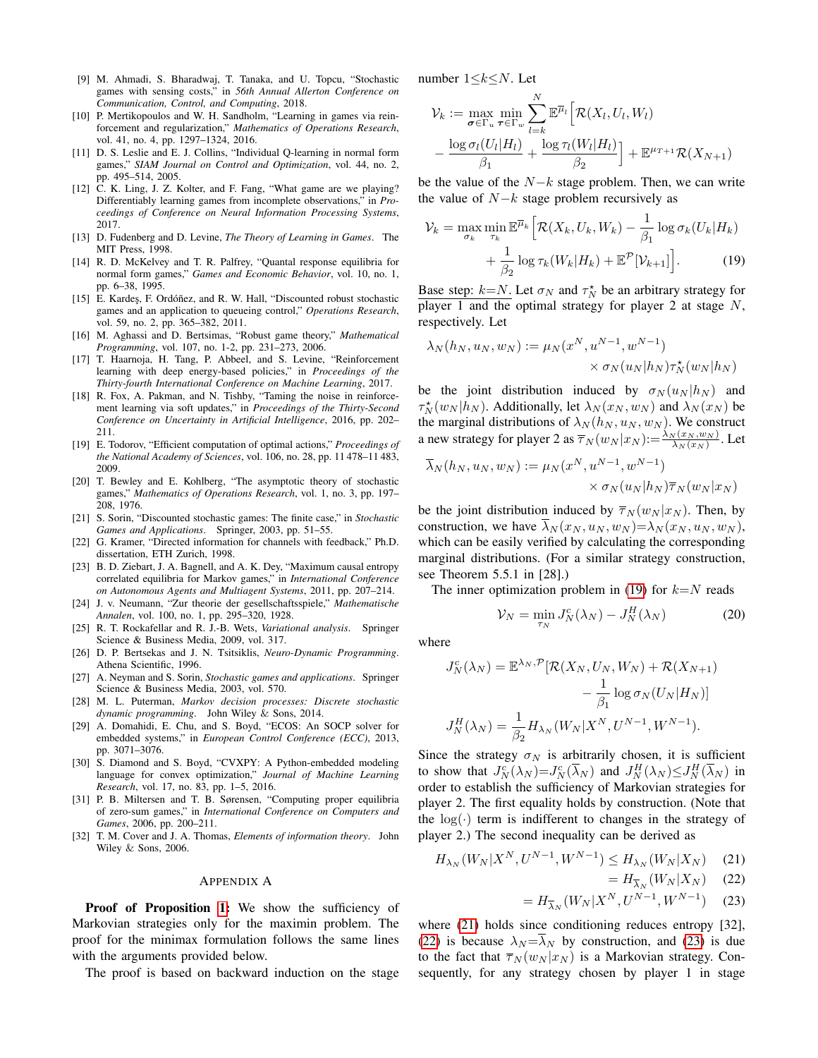[9] M. Ahmadi, S. Bharadwaj, T. Tanaka, and U. Topcu, "Stochastic games with sensing costs," in *56th Annual Allerton Conference on Communication, Control, and Computing*, 2018.

[10] P. Mertikopoulos and W. H. Sandholm, "Learning in games via reinforcement and regularization," *Mathematics of Operations Research*, vol. 41, no. 4, pp. 1297–1324, 2016.

[11] D. S. Leslie and E. J. Collins, "Individual Q-learning in normal form games," *SIAM Journal on Control and Optimization*, vol. 44, no. 2, pp. 495–514, 2005.

[12] C. K. Ling, J. Z. Kolter, and F. Fang, "What game are we playing? Differentiably learning games from incomplete observations," in *Proceedings of Conference on Neural Information Processing Systems*, 2017.

[13] D. Fudenberg and D. Levine, *The Theory of Learning in Games*. The MIT Press, 1998.

[14] R. D. McKelvey and T. R. Palfrey, "Quantal response equilibria for normal form games," *Games and Economic Behavior*, vol. 10, no. 1, pp. 6–38, 1995.

[15] E. Kardeş, F. Ordóñez, and R. W. Hall, "Discounted robust stochastic games and an application to queueing control," *Operations Research*, vol. 59, no. 2, pp. 365–382, 2011.

[16] M. Aghassi and D. Bertsimas, "Robust game theory," *Mathematical Programming*, vol. 107, no. 1-2, pp. 231–273, 2006.

[17] T. Haarnoja, H. Tang, P. Abbeel, and S. Levine, "Reinforcement learning with deep energy-based policies," in *Proceedings of the Thirty-fourth International Conference on Machine Learning*, 2017.

[18] R. Fox, A. Pakman, and N. Tishby, "Taming the noise in reinforcement learning via soft updates," in *Proceedings of the Thirty-Second Conference on Uncertainty in Artificial Intelligence*, 2016, pp. 202–211.

[19] E. Todorov, "Efficient computation of optimal actions," *Proceedings of the National Academy of Sciences*, vol. 106, no. 28, pp. 11 478–11 483, 2009.

[20] T. Bewley and E. Kohlberg, "The asymptotic theory of stochastic games," *Mathematics of Operations Research*, vol. 1, no. 3, pp. 197–208, 1976.

[21] S. Sorin, "Discounted stochastic games: The finite case," in *Stochastic Games and Applications*. Springer, 2003, pp. 51–55.

[22] G. Kramer, "Directed information for channels with feedback," Ph.D. dissertation, ETH Zurich, 1998.

[23] B. D. Ziebart, J. A. Bagnell, and A. K. Dey, "Maximum causal entropy correlated equilibria for Markov games," in *International Conference on Autonomous Agents and Multiagent Systems*, 2011, pp. 207–214.

[24] J. v. Neumann, "Zur theorie der gesellschaftsspiele," *Mathematische Annalen*, vol. 100, no. 1, pp. 295–320, 1928.

[25] R. T. Rockafellar and R. J.-B. Wets, *Variational analysis*. Springer Science & Business Media, 2009, vol. 317.

[26] D. P. Bertsekas and J. N. Tsitsiklis, *Neuro-Dynamic Programming*. Athena Scientific, 1996.

[27] A. Neyman and S. Sorin, *Stochastic games and applications*. Springer Science & Business Media, 2003, vol. 570.

[28] M. L. Puterman, *Markov decision processes: Discrete stochastic dynamic programming*. John Wiley & Sons, 2014.

[29] A. Domahidi, E. Chu, and S. Boyd, "ECOS: An SOCP solver for embedded systems," in *European Control Conference (ECC)*, 2013, pp. 3071–3076.

[30] S. Diamond and S. Boyd, "CVXPY: A Python-embedded modeling language for convex optimization," *Journal of Machine Learning Research*, vol. 17, no. 83, pp. 1–5, 2016.

[31] P. B. Miltersen and T. B. Sørensen, "Computing proper equilibria of zero-sum games," in *International Conference on Computers and Games*, 2006, pp. 200–211.

[32] T. M. Cover and J. A. Thomas, *Elements of information theory*. John Wiley & Sons, 2006.

## Appendix A

**Proof of Proposition 1:** We show the sufficiency of Markovian strategies only for the maximin problem. The proof for the minimax formulation follows the same lines with the arguments provided below.

The proof is based on backward induction on the stage number $1\leq k\leq N$. Let

$$\mathcal{V}_k := \max_{\boldsymbol{\sigma}\in\Gamma_u}\min_{\boldsymbol{\tau}\in\Gamma_w}\sum_{l=k}^{N}\mathbb{E}^{\overline{\mu}_l}\Big[\mathcal{R}(X_l,U_l,W_l) - \frac{\log\sigma_l(U_l|H_l)}{\beta_1} + \frac{\log\tau_l(W_l|H_l)}{\beta_2}\Big] + \mathbb{E}^{\mu_{T+1}}\mathcal{R}(X_{N+1})$$

be the value of the $N{-}k$ stage problem. Then, we can write the value of $N{-}k$ stage problem recursively as

$$\mathcal{V}_k = \max_{\sigma_k}\min_{\tau_k}\mathbb{E}^{\overline{\mu}_k}\Big[\mathcal{R}(X_k,U_k,W_k) - \frac{1}{\beta_1}\log\sigma_k(U_k|H_k) + \frac{1}{\beta_2}\log\tau_k(W_k|H_k) + \mathbb{E}^{\mathcal{P}}[\mathcal{V}_{k+1}]\Big]. \tag{19}$$

Base step: $k{=}N$. Let $\sigma_N$ and $\tau_N^\star$ be an arbitrary strategy for player 1 and the optimal strategy for player 2 at stage $N$, respectively. Let

$$\lambda_N(h_N,u_N,w_N) := \mu_N(x^N,u^{N-1},w^{N-1}) \times\sigma_N(u_N|h_N)\tau_N^\star(w_N|h_N)$$

be the joint distribution induced by $\sigma_N(u_N|h_N)$ and $\tau_N^\star(w_N|h_N)$. Additionally, let $\lambda_N(x_N,w_N)$ and $\lambda_N(x_N)$ be the marginal distributions of $\lambda_N(h_N,u_N,w_N)$. We construct a new strategy for player 2 as $\overline{\tau}_N(w_N|x_N){:=}\frac{\lambda_N(x_N,w_N)}{\lambda_N(x_N)}$. Let

$$\overline{\lambda}_N(h_N,u_N,w_N) := \mu_N(x^N,u^{N-1},w^{N-1}) \times\sigma_N(u_N|h_N)\overline{\tau}_N(w_N|x_N)$$

be the joint distribution induced by $\overline{\tau}_N(w_N|x_N)$. Then, by construction, we have $\overline{\lambda}_N(x_N,u_N,w_N){=}\lambda_N(x_N,u_N,w_N)$, which can be easily verified by calculating the corresponding marginal distributions. (For a similar strategy construction, see Theorem 5.5.1 in [28].)

The inner optimization problem in (19) for $k{=}N$ reads

$$\mathcal{V}_N = \min_{\tau_N} J_N^c(\lambda_N) - J_N^H(\lambda_N) \tag{20}$$

where

$$J_N^c(\lambda_N) = \mathbb{E}^{\lambda_N,\mathcal{P}}[\mathcal{R}(X_N,U_N,W_N) + \mathcal{R}(X_{N+1}) - \frac{1}{\beta_1}\log\sigma_N(U_N|H_N)]$$

$$J_N^H(\lambda_N) = \frac{1}{\beta_2}H_{\lambda_N}(W_N|X^N,U^{N-1},W^{N-1}).$$

Since the strategy $\sigma_N$ is arbitrarily chosen, it is sufficient to show that $J_N^c(\lambda_N){=}J_N^c(\overline{\lambda}_N)$ and $J_N^H(\lambda_N){\leq}J_N^H(\overline{\lambda}_N)$ in order to establish the sufficiency of Markovian strategies for player 2. The first equality holds by construction. (Note that the $\log(\cdot)$ term is indifferent to changes in the strategy of player 2.) The second inequality can be derived as

$$H_{\lambda_N}(W_N|X^N,U^{N-1},W^{N-1}) \leq H_{\lambda_N}(W_N|X_N) \tag{21}$$

$$= H_{\overline{\lambda}_N}(W_N|X_N) \tag{22}$$

$$= H_{\overline{\lambda}_N}(W_N|X^N,U^{N-1},W^{N-1}) \tag{23}$$

where (21) holds since conditioning reduces entropy [32], (22) is because $\lambda_N{=}\overline{\lambda}_N$ by construction, and (23) is due to the fact that $\overline{\tau}_N(w_N|x_N)$ is a Markovian strategy. Consequently, for any strategy chosen by player 1 in stage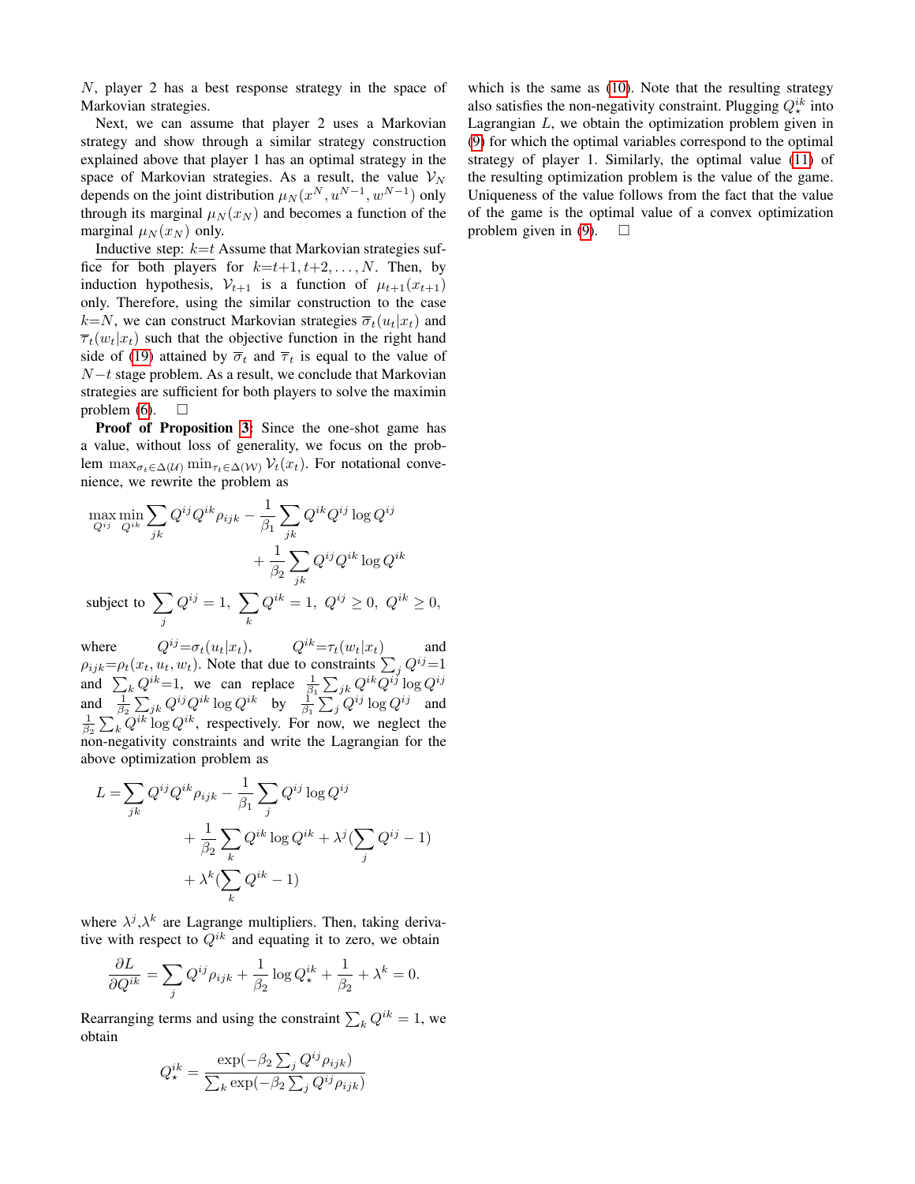$N$, player 2 has a best response strategy in the space of Markovian strategies.

Next, we can assume that player 2 uses a Markovian strategy and show through a similar strategy construction explained above that player 1 has an optimal strategy in the space of Markovian strategies. As a result, the value $\mathcal{V}_N$ depends on the joint distribution $\mu_N(x^N, u^{N-1}, w^{N-1})$ only through its marginal $\mu_N(x_N)$ and becomes a function of the marginal $\mu_N(x_N)$ only.

Inductive step: $k{=}t$ Assume that Markovian strategies suffice for both players for $k{=}t{+}1, t{+}2, \ldots, N$. Then, by induction hypothesis, $\mathcal{V}_{t+1}$ is a function of $\mu_{t+1}(x_{t+1})$ only. Therefore, using the similar construction to the case $k{=}N$, we can construct Markovian strategies $\overline{\sigma}_t(u_t|x_t)$ and $\overline{\tau}_t(w_t|x_t)$ such that the objective function in the right hand side of (19) attained by $\overline{\sigma}_t$ and $\overline{\tau}_t$ is equal to the value of $N{-}t$ stage problem. As a result, we conclude that Markovian strategies are sufficient for both players to solve the maximin problem (6). $\square$

**Proof of Proposition 3**: Since the one-shot game has a value, without loss of generality, we focus on the problem $\max_{\sigma_t \in \Delta(\mathcal{U})} \min_{\tau_t \in \Delta(\mathcal{W})} \mathcal{V}_t(x_t)$. For notational convenience, we rewrite the problem as

$$\max_{Q^{ij}} \min_{Q^{ik}} \sum_{jk} Q^{ij} Q^{ik} \rho_{ijk} - \frac{1}{\beta_1} \sum_{jk} Q^{ik} Q^{ij} \log Q^{ij} + \frac{1}{\beta_2} \sum_{jk} Q^{ij} Q^{ik} \log Q^{ik}$$

$$\text{subject to } \sum_j Q^{ij} = 1, \ \sum_k Q^{ik} = 1, \ Q^{ij} \geq 0, \ Q^{ik} \geq 0,$$

where $Q^{ij}{=}\sigma_t(u_t|x_t)$, $Q^{ik}{=}\tau_t(w_t|x_t)$ and $\rho_{ijk}{=}\rho_t(x_t, u_t, w_t)$. Note that due to constraints $\sum_j Q^{ij}{=}1$ and $\sum_k Q^{ik}{=}1$, we can replace $\frac{1}{\beta_1}\sum_{jk} Q^{ik} Q^{ij} \log Q^{ij}$ and $\frac{1}{\beta_2}\sum_{jk} Q^{ij} Q^{ik} \log Q^{ik}$ by $\frac{1}{\beta_1}\sum_j Q^{ij} \log Q^{ij}$ and $\frac{1}{\beta_2}\sum_k Q^{ik} \log Q^{ik}$, respectively. For now, we neglect the non-negativity constraints and write the Lagrangian for the above optimization problem as

$$L = \sum_{jk} Q^{ij} Q^{ik} \rho_{ijk} - \frac{1}{\beta_1} \sum_j Q^{ij} \log Q^{ij} + \frac{1}{\beta_2} \sum_k Q^{ik} \log Q^{ik} + \lambda^j (\sum_j Q^{ij} - 1) + \lambda^k (\sum_k Q^{ik} - 1)$$

where $\lambda^j$,$\lambda^k$ are Lagrange multipliers. Then, taking derivative with respect to $Q^{ik}$ and equating it to zero, we obtain

$$\frac{\partial L}{\partial Q^{ik}} = \sum_j Q^{ij} \rho_{ijk} + \frac{1}{\beta_2} \log Q^{ik}_\star + \frac{1}{\beta_2} + \lambda^k = 0.$$

Rearranging terms and using the constraint $\sum_k Q^{ik} = 1$, we obtain

$$Q^{ik}_\star = \frac{\exp(-\beta_2 \sum_j Q^{ij} \rho_{ijk})}{\sum_k \exp(-\beta_2 \sum_j Q^{ij} \rho_{ijk})}$$

which is the same as (10). Note that the resulting strategy also satisfies the non-negativity constraint. Plugging $Q^{ik}_\star$ into Lagrangian $L$, we obtain the optimization problem given in (9) for which the optimal variables correspond to the optimal strategy of player 1. Similarly, the optimal value (11) of the resulting optimization problem is the value of the game. Uniqueness of the value follows from the fact that the value of the game is the optimal value of a convex optimization problem given in (9). $\square$